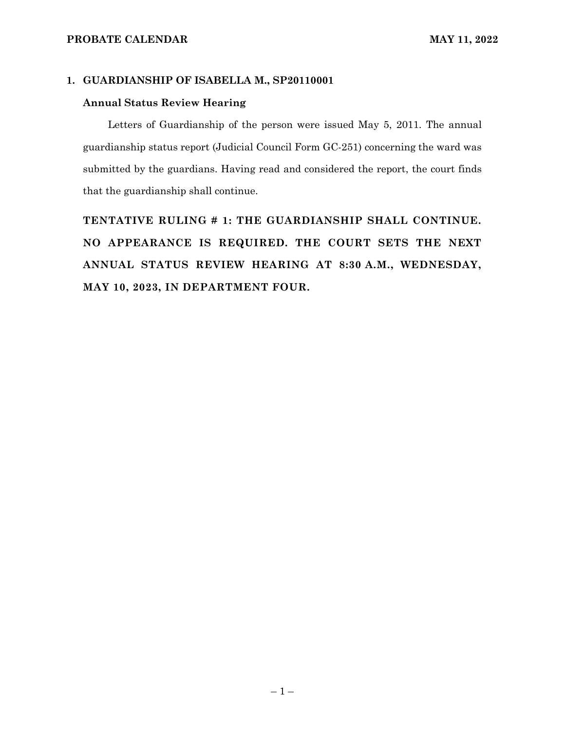## 1. GUARDIANSHIP OF ISABELLA M., SP20110001

### Annual Status Review Hearing

Letters of Guardianship of the person were issued May 5, 2011. The annual guardianship status report (Judicial Council Form GC-251) concerning the ward was submitted by the guardians. Having read and considered the report, the court finds that the guardianship shall continue.

**TENTATIVE RULING # 1: THE GUARDIANSHIP SHALL CONTINUE. NO APPEARANCE IS REQUIRED. THE COURT SETS THE NEXT ANNUAL STATUS REVIEW HEARING AT 8:30 A.M., WEDNESDAY, MAY 10, 2023, IN DEPARTMENT FOUR.**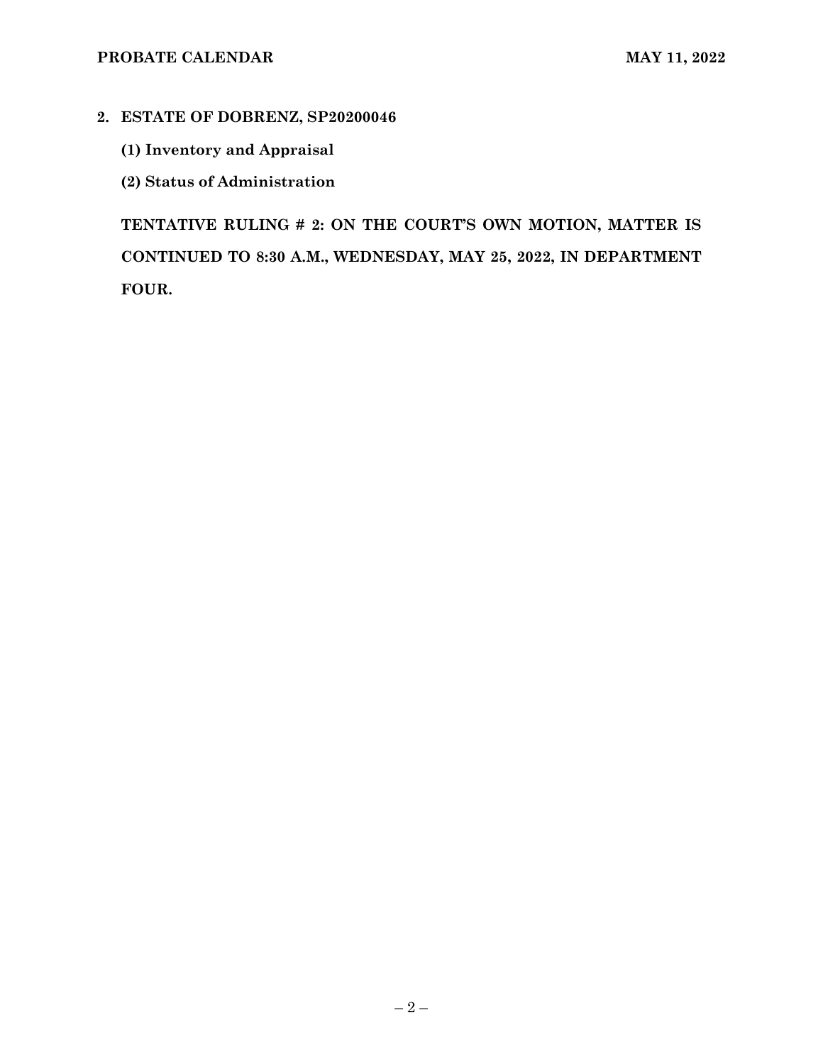**2. ESTATE OF DOBRENZ, SP20200046**

**(1) Inventory and Appraisal**

**(2) Status of Administration**

**TENTATIVE RULING # 2: ON THE COURT'S OWN MOTION, MATTER IS CONTINUED TO 8:30 A.M., WEDNESDAY, MAY 25, 2022, IN DEPARTMENT FOUR.**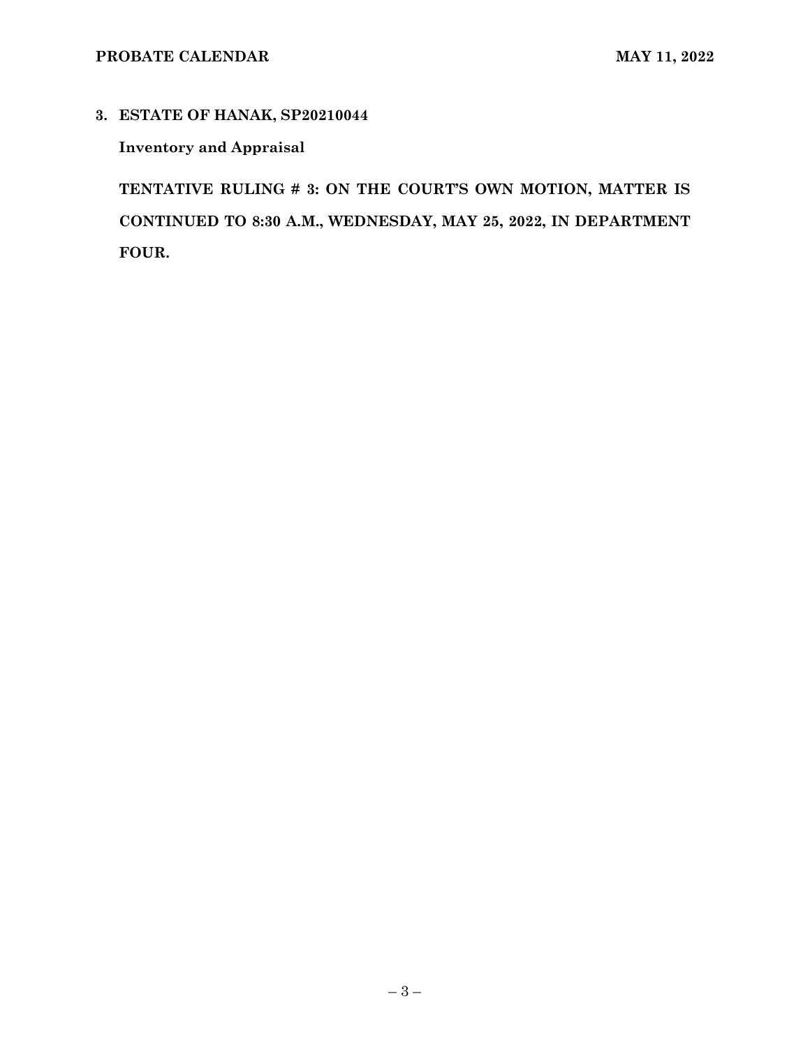**3. ESTATE OF HANAK, SP20210044**

**Inventory and Appraisal**

**TENTATIVE RULING # 3: ON THE COURT'S OWN MOTION, MATTER IS CONTINUED TO 8:30 A.M., WEDNESDAY, MAY 25, 2022, IN DEPARTMENT FOUR.**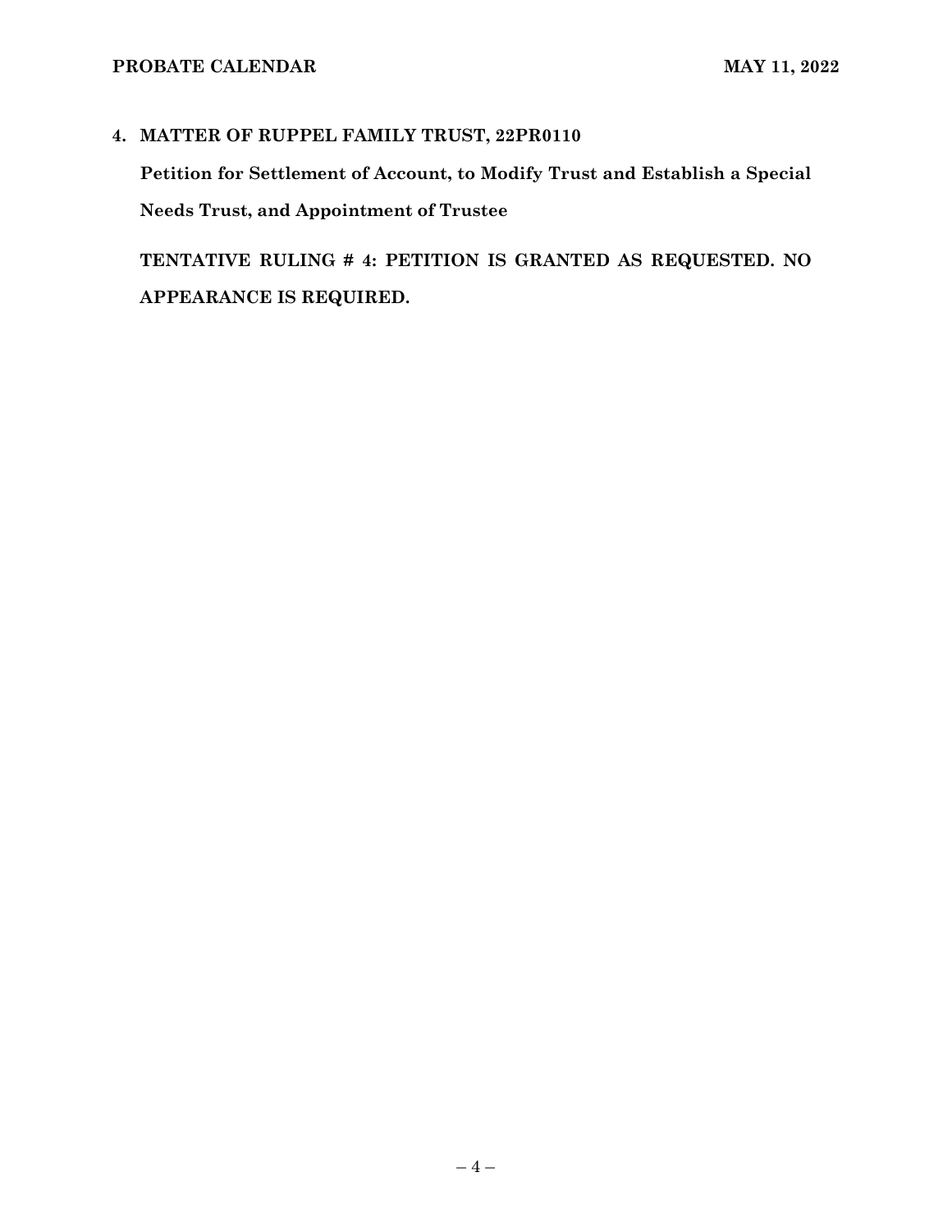**4. MATTER OF RUPPEL FAMILY TRUST, 22PR0110**

**Petition for Settlement of Account, to Modify Trust and Establish a Special Needs Trust, and Appointment of Trustee**

**TENTATIVE RULING # 4: PETITION IS GRANTED AS REQUESTED. NO APPEARANCE IS REQUIRED.**